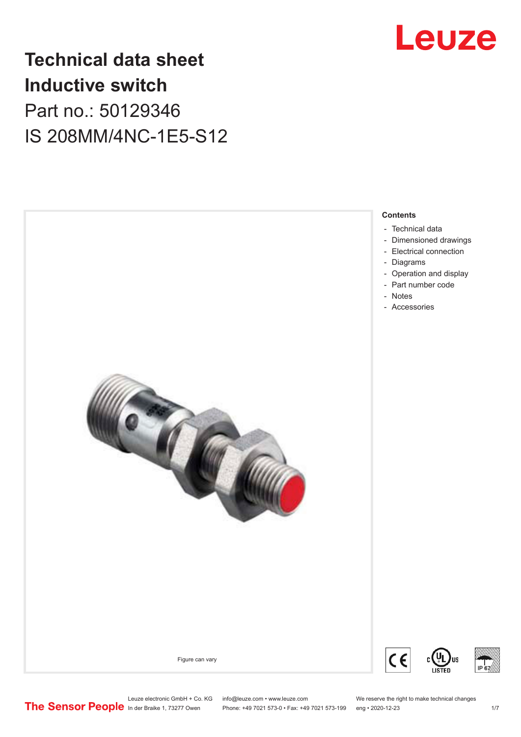# Technical data sheet
# Inductive switch
## Part no.: 50129346
## IS 208MM/4NC-1E5-S12

Figure can vary

**Contents**

- Technical data
- Dimensioned drawings
- Electrical connection
- Diagrams
- Operation and display
- Part number code
- Notes
- Accessories

Leuze electronic GmbH + Co. KG
In der Braike 1, 73277 Owen

info@leuze.com • www.leuze.com
Phone: +49 7021 573-0 • Fax: +49 7021 573-199

We reserve the right to make technical changes
eng • 2020-12-23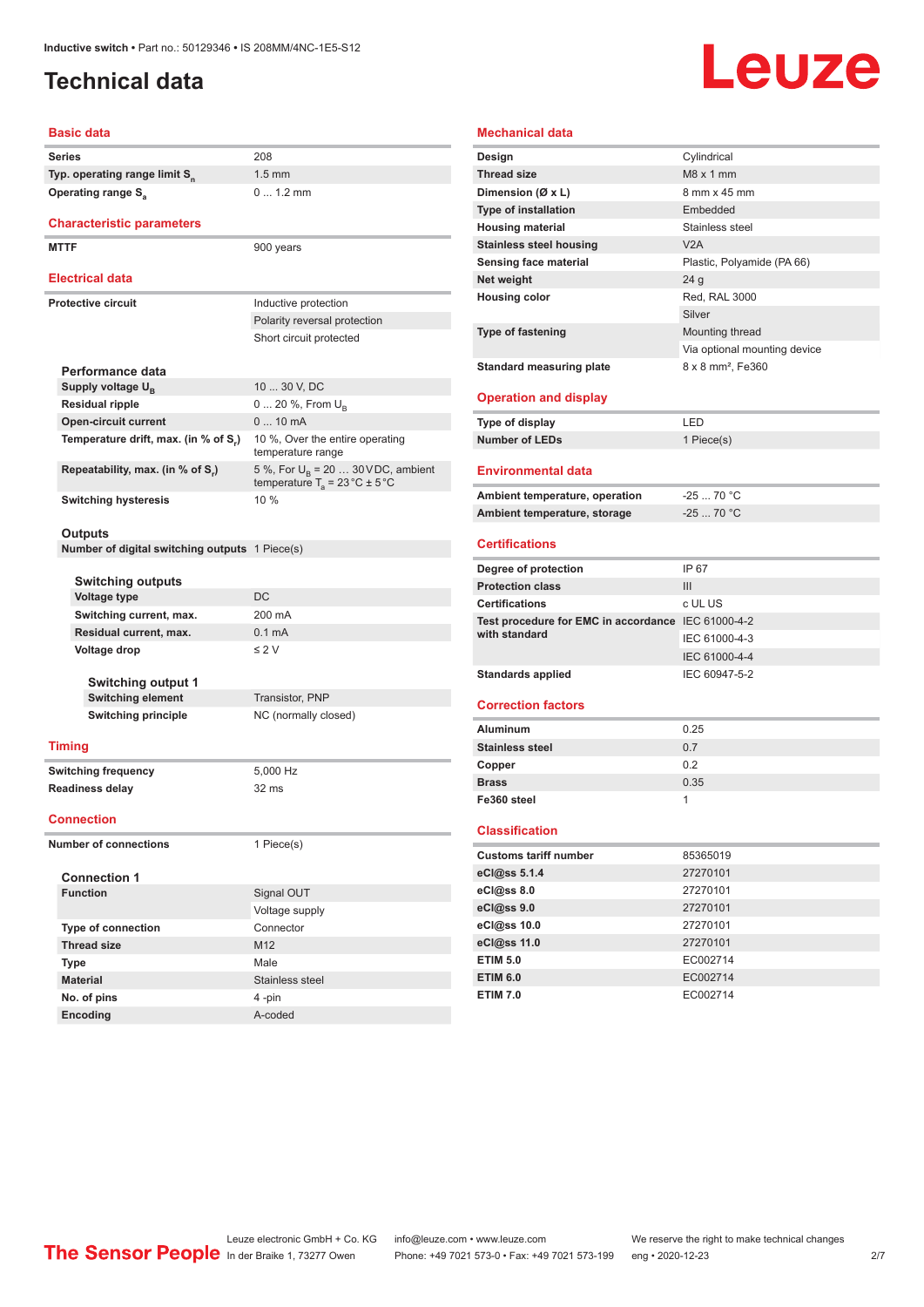# Technical data

## Basic data

| | |
|---|---|
| Series | 208 |
| Typ. operating range limit $S_n$ | 1.5 mm |
| Operating range $S_a$ | 0 ... 1.2 mm |

## Characteristic parameters

| | |
|---|---|
| MTTF | 900 years |

## Electrical data

| | |
|---|---|
| Protective circuit | Inductive protection |
| | Polarity reversal protection |
| | Short circuit protected |

### Performance data

| | |
|---|---|
| Supply voltage $U_B$ | 10 ... 30 V, DC |
| Residual ripple | 0 ... 20 %, From $U_B$ |
| Open-circuit current | 0 ... 10 mA |
| Temperature drift, max. (in % of $S_r$) | 10 %, Over the entire operating temperature range |
| Repeatability, max. (in % of $S_r$) | 5 %, For $U_B$ = 20 … 30 V DC, ambient temperature $T_a$ = 23 °C ± 5 °C |
| Switching hysteresis | 10 % |

### Outputs

| | |
|---|---|
| Number of digital switching outputs | 1 Piece(s) |

#### Switching outputs

| | |
|---|---|
| Voltage type | DC |
| Switching current, max. | 200 mA |
| Residual current, max. | 0.1 mA |
| Voltage drop | ≤ 2 V |

#### Switching output 1

| | |
|---|---|
| Switching element | Transistor, PNP |
| Switching principle | NC (normally closed) |

## Timing

| | |
|---|---|
| Switching frequency | 5,000 Hz |
| Readiness delay | 32 ms |

## Connection

| | |
|---|---|
| Number of connections | 1 Piece(s) |

### Connection 1

| | |
|---|---|
| Function | Signal OUT |
| | Voltage supply |
| Type of connection | Connector |
| Thread size | M12 |
| Type | Male |
| Material | Stainless steel |
| No. of pins | 4 -pin |
| Encoding | A-coded |

## Mechanical data

| | |
|---|---|
| Design | Cylindrical |
| Thread size | M8 x 1 mm |
| Dimension (Ø x L) | 8 mm x 45 mm |
| Type of installation | Embedded |
| Housing material | Stainless steel |
| Stainless steel housing | V2A |
| Sensing face material | Plastic, Polyamide (PA 66) |
| Net weight | 24 g |
| Housing color | Red, RAL 3000 |
| | Silver |
| Type of fastening | Mounting thread |
| | Via optional mounting device |
| Standard measuring plate | 8 x 8 mm², Fe360 |

## Operation and display

| | |
|---|---|
| Type of display | LED |
| Number of LEDs | 1 Piece(s) |

## Environmental data

| | |
|---|---|
| Ambient temperature, operation | -25 ... 70 °C |
| Ambient temperature, storage | -25 ... 70 °C |

## Certifications

| | |
|---|---|
| Degree of protection | IP 67 |
| Protection class | III |
| Certifications | c UL US |
| Test procedure for EMC in accordance with standard | IEC 61000-4-2 |
| | IEC 61000-4-3 |
| | IEC 61000-4-4 |
| Standards applied | IEC 60947-5-2 |

## Correction factors

| | |
|---|---|
| Aluminum | 0.25 |
| Stainless steel | 0.7 |
| Copper | 0.2 |
| Brass | 0.35 |
| Fe360 steel | 1 |

## Classification

| | |
|---|---|
| Customs tariff number | 85365019 |
| eCl@ss 5.1.4 | 27270101 |
| eCl@ss 8.0 | 27270101 |
| eCl@ss 9.0 | 27270101 |
| eCl@ss 10.0 | 27270101 |
| eCl@ss 11.0 | 27270101 |
| ETIM 5.0 | EC002714 |
| ETIM 6.0 | EC002714 |
| ETIM 7.0 | EC002714 |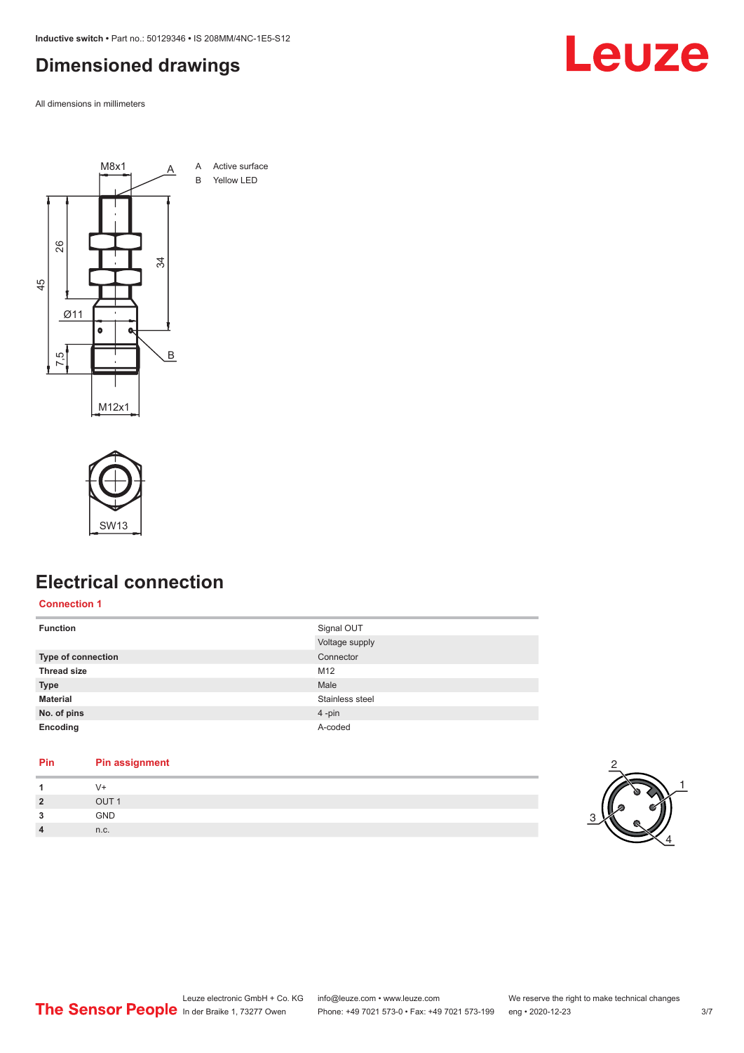# Dimensioned drawings

All dimensions in millimeters

A Active surface
B Yellow LED

# Electrical connection

## Connection 1

| | |
|---|---|
| **Function** | Signal OUT |
| | Voltage supply |
| **Type of connection** | Connector |
| **Thread size** | M12 |
| **Type** | Male |
| **Material** | Stainless steel |
| **No. of pins** | 4 -pin |
| **Encoding** | A-coded |

| Pin | Pin assignment |
|---|---|
| **1** | V+ |
| **2** | OUT 1 |
| **3** | GND |
| **4** | n.c. |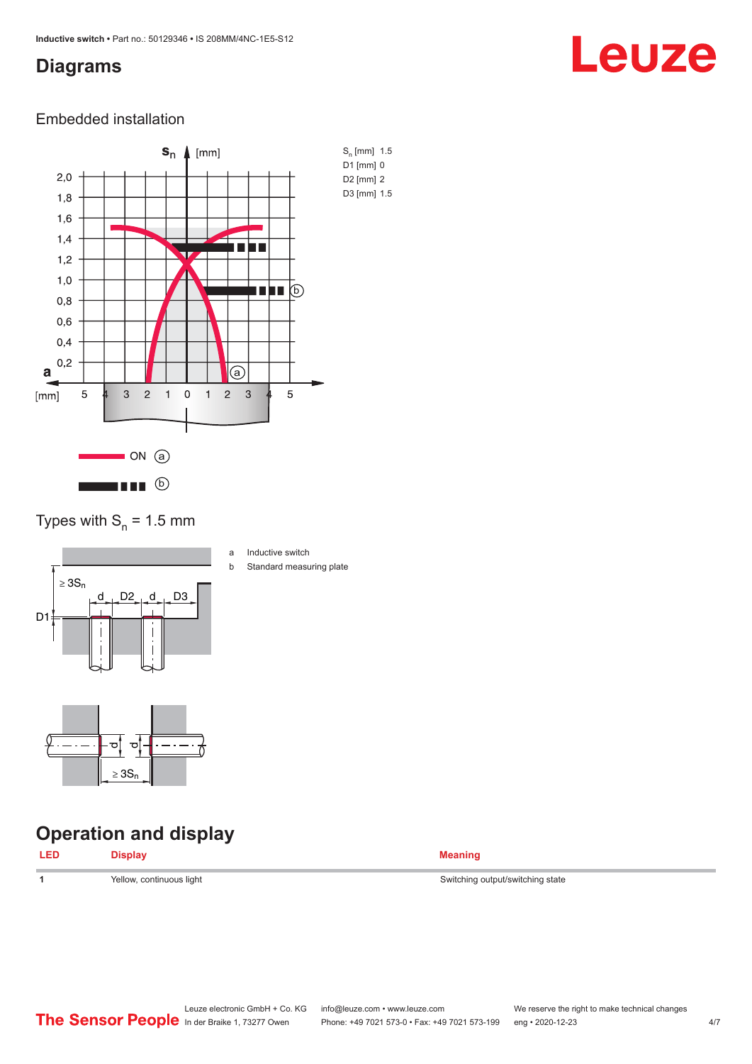## Diagrams

### Embedded installation

$S_n$ [mm] 1.5
D1 [mm] 0
D2 [mm] 2
D3 [mm] 1.5

ON (a)

(b)

### Types with $S_n$ = 1.5 mm

a Inductive switch
b Standard measuring plate

## Operation and display

| LED | Display | Meaning |
|---|---|---|
| 1 | Yellow, continuous light | Switching output/switching state |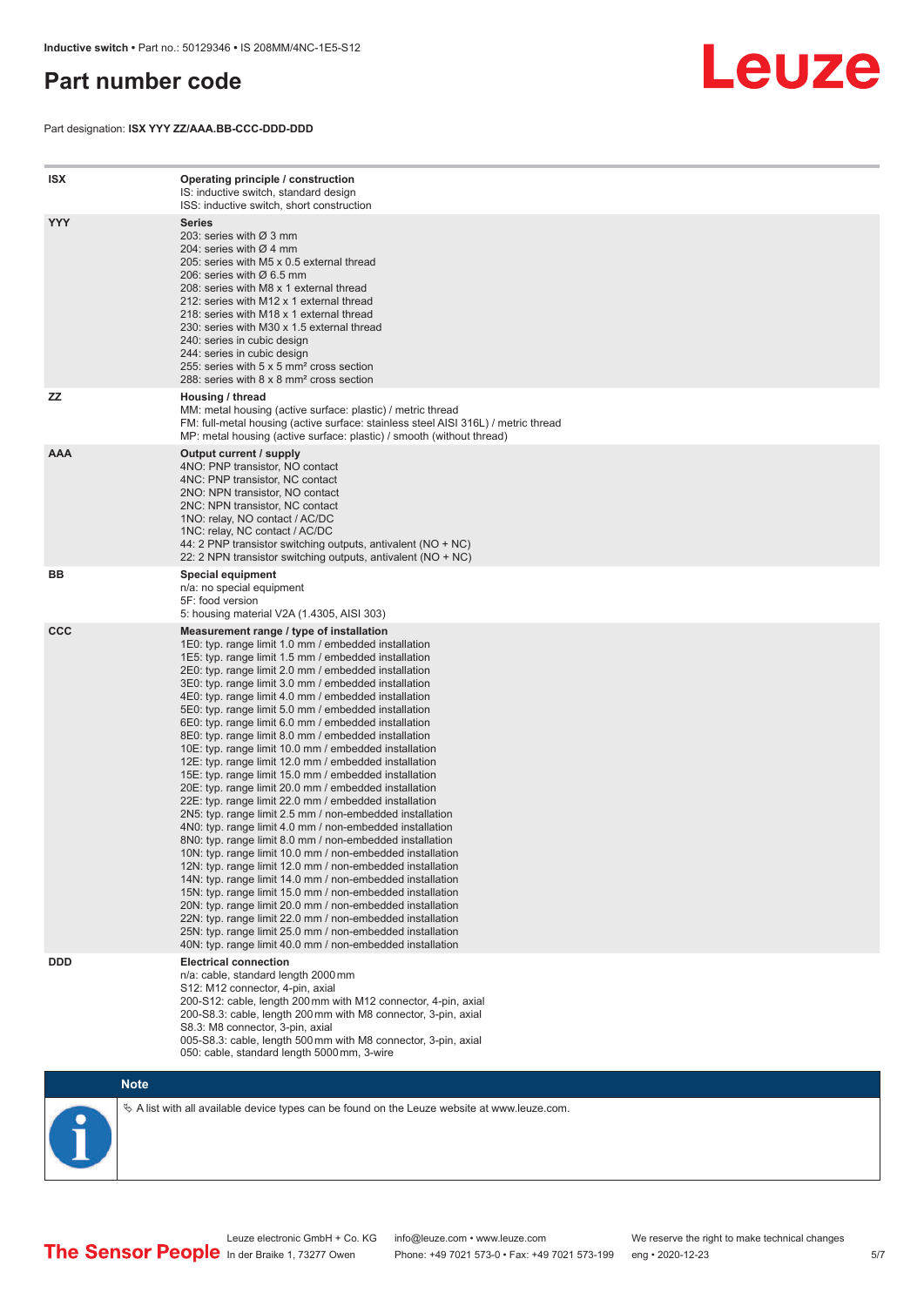# Part number code

Part designation: **ISX YYY ZZ/AAA.BB-CCC-DDD-DDD**

| | |
|---|---|
| **ISX** | **Operating principle / construction**<br>IS: inductive switch, standard design<br>ISS: inductive switch, short construction |
| **YYY** | **Series**<br>203: series with Ø 3 mm<br>204: series with Ø 4 mm<br>205: series with M5 x 0.5 external thread<br>206: series with Ø 6.5 mm<br>208: series with M8 x 1 external thread<br>212: series with M12 x 1 external thread<br>218: series with M18 x 1 external thread<br>230: series with M30 x 1.5 external thread<br>240: series in cubic design<br>244: series in cubic design<br>255: series with 5 x 5 mm² cross section<br>288: series with 8 x 8 mm² cross section |
| **ZZ** | **Housing / thread**<br>MM: metal housing (active surface: plastic) / metric thread<br>FM: full-metal housing (active surface: stainless steel AISI 316L) / metric thread<br>MP: metal housing (active surface: plastic) / smooth (without thread) |
| **AAA** | **Output current / supply**<br>4NO: PNP transistor, NO contact<br>4NC: PNP transistor, NC contact<br>2NO: NPN transistor, NO contact<br>2NC: NPN transistor, NC contact<br>1NO: relay, NO contact / AC/DC<br>1NC: relay, NC contact / AC/DC<br>44: 2 PNP transistor switching outputs, antivalent (NO + NC)<br>22: 2 NPN transistor switching outputs, antivalent (NO + NC) |
| **BB** | **Special equipment**<br>n/a: no special equipment<br>5F: food version<br>5: housing material V2A (1.4305, AISI 303) |
| **CCC** | **Measurement range / type of installation**<br>1E0: typ. range limit 1.0 mm / embedded installation<br>1E5: typ. range limit 1.5 mm / embedded installation<br>2E0: typ. range limit 2.0 mm / embedded installation<br>3E0: typ. range limit 3.0 mm / embedded installation<br>4E0: typ. range limit 4.0 mm / embedded installation<br>5E0: typ. range limit 5.0 mm / embedded installation<br>6E0: typ. range limit 6.0 mm / embedded installation<br>8E0: typ. range limit 8.0 mm / embedded installation<br>10E: typ. range limit 10.0 mm / embedded installation<br>12E: typ. range limit 12.0 mm / embedded installation<br>15E: typ. range limit 15.0 mm / embedded installation<br>20E: typ. range limit 20.0 mm / embedded installation<br>22E: typ. range limit 22.0 mm / embedded installation<br>2N5: typ. range limit 2.5 mm / non-embedded installation<br>4N0: typ. range limit 4.0 mm / non-embedded installation<br>8N0: typ. range limit 8.0 mm / non-embedded installation<br>10N: typ. range limit 10.0 mm / non-embedded installation<br>12N: typ. range limit 12.0 mm / non-embedded installation<br>14N: typ. range limit 14.0 mm / non-embedded installation<br>15N: typ. range limit 15.0 mm / non-embedded installation<br>20N: typ. range limit 20.0 mm / non-embedded installation<br>22N: typ. range limit 22.0 mm / non-embedded installation<br>25N: typ. range limit 25.0 mm / non-embedded installation<br>40N: typ. range limit 40.0 mm / non-embedded installation |
| **DDD** | **Electrical connection**<br>n/a: cable, standard length 2000 mm<br>S12: M12 connector, 4-pin, axial<br>200-S12: cable, length 200 mm with M12 connector, 4-pin, axial<br>200-S8.3: cable, length 200 mm with M8 connector, 3-pin, axial<br>S8.3: M8 connector, 3-pin, axial<br>005-S8.3: cable, length 500 mm with M8 connector, 3-pin, axial<br>050: cable, standard length 5000 mm, 3-wire |

**Note**

↳ A list with all available device types can be found on the Leuze website at www.leuze.com.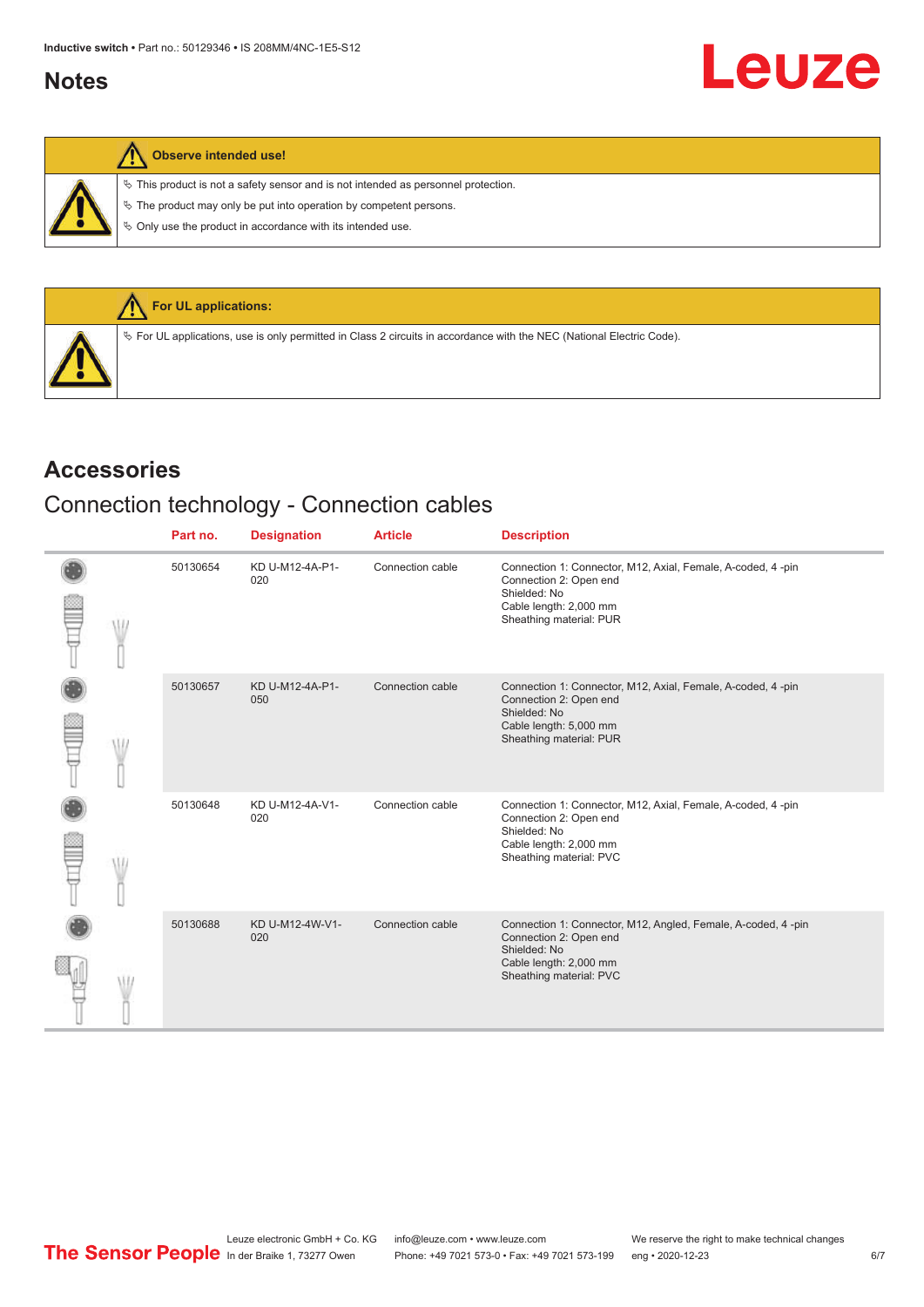## Notes

**Observe intended use!**

- ✎ This product is not a safety sensor and is not intended as personnel protection.
- ✎ The product may only be put into operation by competent persons.
- ✎ Only use the product in accordance with its intended use.

**For UL applications:**

- ✎ For UL applications, use is only permitted in Class 2 circuits in accordance with the NEC (National Electric Code).

# Accessories

## Connection technology - Connection cables

| Part no. | Designation | Article | Description |
|---|---|---|---|
| 50130654 | KD U-M12-4A-P1-020 | Connection cable | Connection 1: Connector, M12, Axial, Female, A-coded, 4 -pin<br>Connection 2: Open end<br>Shielded: No<br>Cable length: 2,000 mm<br>Sheathing material: PUR |
| 50130657 | KD U-M12-4A-P1-050 | Connection cable | Connection 1: Connector, M12, Axial, Female, A-coded, 4 -pin<br>Connection 2: Open end<br>Shielded: No<br>Cable length: 5,000 mm<br>Sheathing material: PUR |
| 50130648 | KD U-M12-4A-V1-020 | Connection cable | Connection 1: Connector, M12, Axial, Female, A-coded, 4 -pin<br>Connection 2: Open end<br>Shielded: No<br>Cable length: 2,000 mm<br>Sheathing material: PVC |
| 50130688 | KD U-M12-4W-V1-020 | Connection cable | Connection 1: Connector, M12, Angled, Female, A-coded, 4 -pin<br>Connection 2: Open end<br>Shielded: No<br>Cable length: 2,000 mm<br>Sheathing material: PVC |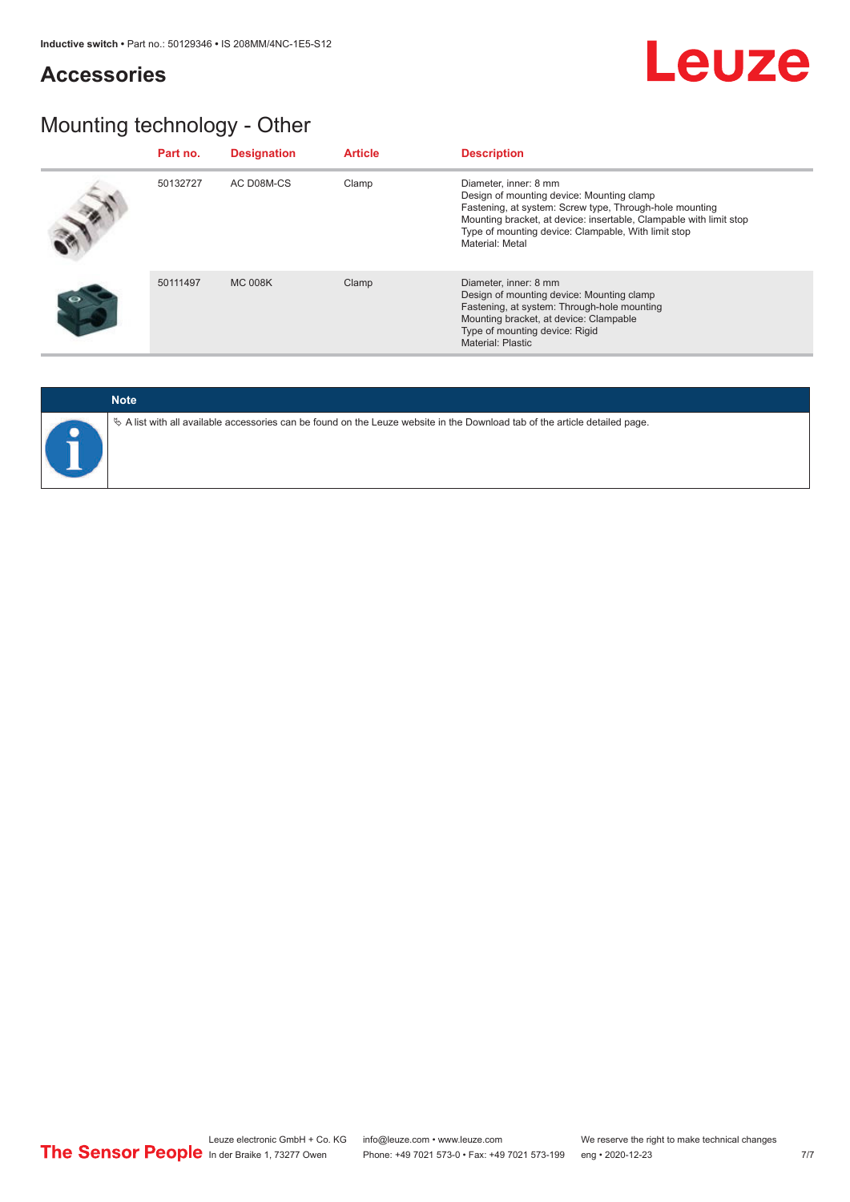## Accessories

### Mounting technology - Other

| | Part no. | Designation | Article | Description |
|---|---|---|---|---|
| | 50132727 | AC D08M-CS | Clamp | Diameter, inner: 8 mm<br>Design of mounting device: Mounting clamp<br>Fastening, at system: Screw type, Through-hole mounting<br>Mounting bracket, at device: insertable, Clampable with limit stop<br>Type of mounting device: Clampable, With limit stop<br>Material: Metal |
| | 50111497 | MC 008K | Clamp | Diameter, inner: 8 mm<br>Design of mounting device: Mounting clamp<br>Fastening, at system: Through-hole mounting<br>Mounting bracket, at device: Clampable<br>Type of mounting device: Rigid<br>Material: Plastic |

**Note**

A list with all available accessories can be found on the Leuze website in the Download tab of the article detailed page.

The Sensor People

Leuze electronic GmbH + Co. KG
In der Braike 1, 73277 Owen

info@leuze.com • www.leuze.com
Phone: +49 7021 573-0 • Fax: +49 7021 573-199

We reserve the right to make technical changes
eng • 2020-12-23